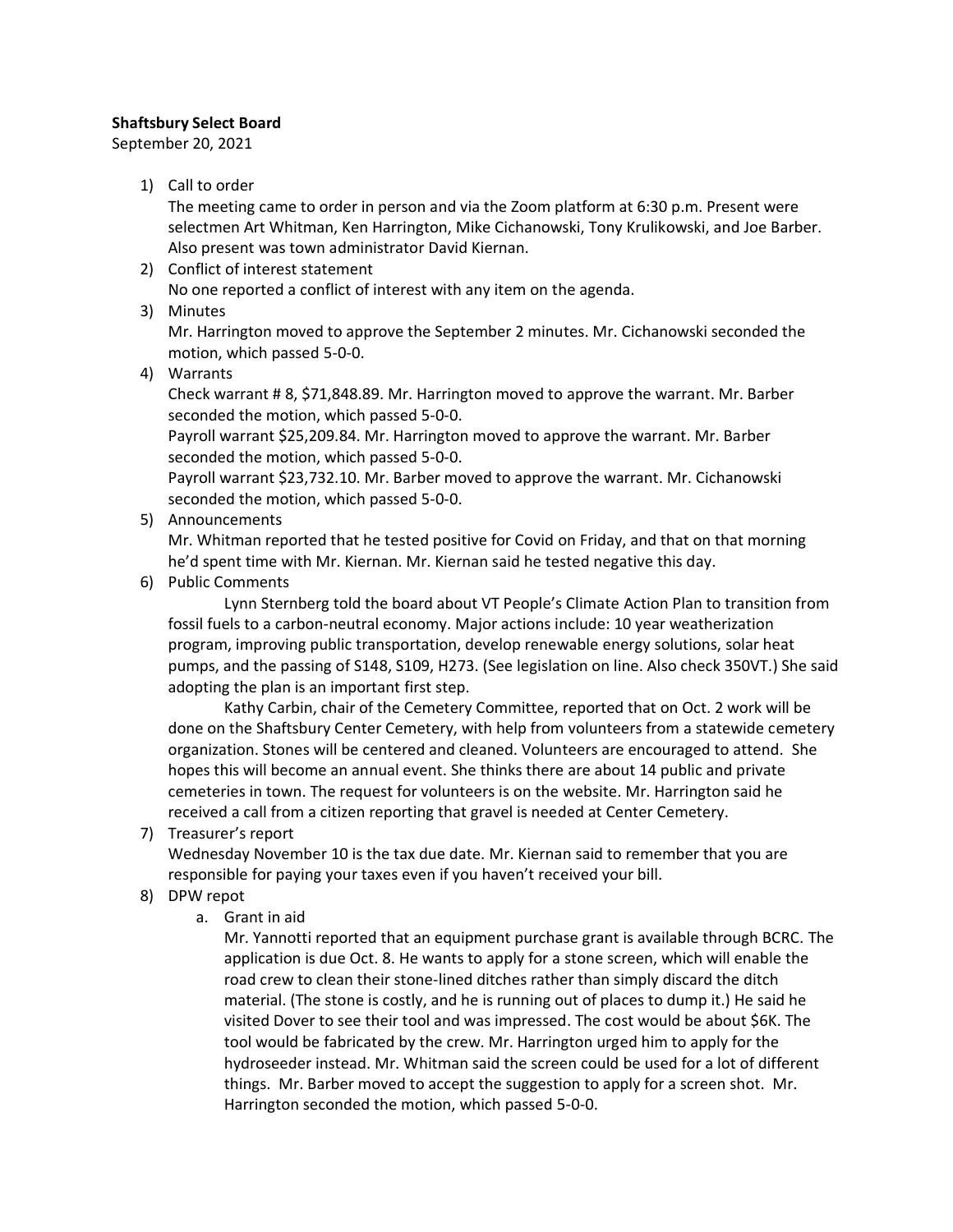**Shaftsbury Select Board**

September 20, 2021

1) Call to order

   The meeting came to order in person and via the Zoom platform at 6:30 p.m. Present were selectmen Art Whitman, Ken Harrington, Mike Cichanowski, Tony Krulikowski, and Joe Barber. Also present was town administrator David Kiernan.

2) Conflict of interest statement

   No one reported a conflict of interest with any item on the agenda.

3) Minutes

   Mr. Harrington moved to approve the September 2 minutes. Mr. Cichanowski seconded the motion, which passed 5-0-0.

4) Warrants

   Check warrant # 8, $71,848.89. Mr. Harrington moved to approve the warrant. Mr. Barber seconded the motion, which passed 5-0-0.

   Payroll warrant $25,209.84. Mr. Harrington moved to approve the warrant. Mr. Barber seconded the motion, which passed 5-0-0.

   Payroll warrant $23,732.10. Mr. Barber moved to approve the warrant. Mr. Cichanowski seconded the motion, which passed 5-0-0.

5) Announcements

   Mr. Whitman reported that he tested positive for Covid on Friday, and that on that morning he'd spent time with Mr. Kiernan. Mr. Kiernan said he tested negative this day.

6) Public Comments

   Lynn Sternberg told the board about VT People's Climate Action Plan to transition from fossil fuels to a carbon-neutral economy. Major actions include: 10 year weatherization program, improving public transportation, develop renewable energy solutions, solar heat pumps, and the passing of S148, S109, H273. (See legislation on line. Also check 350VT.) She said adopting the plan is an important first step.

   Kathy Carbin, chair of the Cemetery Committee, reported that on Oct. 2 work will be done on the Shaftsbury Center Cemetery, with help from volunteers from a statewide cemetery organization. Stones will be centered and cleaned. Volunteers are encouraged to attend. She hopes this will become an annual event. She thinks there are about 14 public and private cemeteries in town. The request for volunteers is on the website. Mr. Harrington said he received a call from a citizen reporting that gravel is needed at Center Cemetery.

7) Treasurer's report

   Wednesday November 10 is the tax due date. Mr. Kiernan said to remember that you are responsible for paying your taxes even if you haven't received your bill.

8) DPW repot

   a. Grant in aid

      Mr. Yannotti reported that an equipment purchase grant is available through BCRC. The application is due Oct. 8. He wants to apply for a stone screen, which will enable the road crew to clean their stone-lined ditches rather than simply discard the ditch material. (The stone is costly, and he is running out of places to dump it.) He said he visited Dover to see their tool and was impressed. The cost would be about $6K. The tool would be fabricated by the crew. Mr. Harrington urged him to apply for the hydroseeder instead. Mr. Whitman said the screen could be used for a lot of different things. Mr. Barber moved to accept the suggestion to apply for a screen shot. Mr. Harrington seconded the motion, which passed 5-0-0.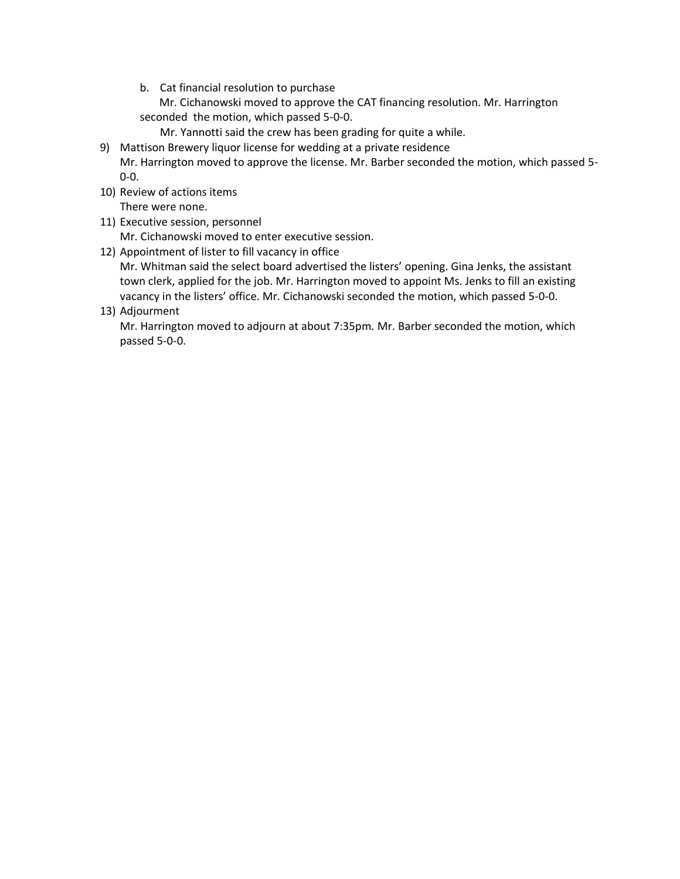b. Cat financial resolution to purchase

   Mr. Cichanowski moved to approve the CAT financing resolution. Mr. Harrington seconded the motion, which passed 5-0-0.

   Mr. Yannotti said the crew has been grading for quite a while.

9) Mattison Brewery liquor license for wedding at a private residence

   Mr. Harrington moved to approve the license. Mr. Barber seconded the motion, which passed 5-0-0.

10) Review of actions items

    There were none.

11) Executive session, personnel

    Mr. Cichanowski moved to enter executive session.

12) Appointment of lister to fill vacancy in office

    Mr. Whitman said the select board advertised the listers' opening. Gina Jenks, the assistant town clerk, applied for the job. Mr. Harrington moved to appoint Ms. Jenks to fill an existing vacancy in the listers' office. Mr. Cichanowski seconded the motion, which passed 5-0-0.

13) Adjourment

    Mr. Harrington moved to adjourn at about 7:35pm. Mr. Barber seconded the motion, which passed 5-0-0.